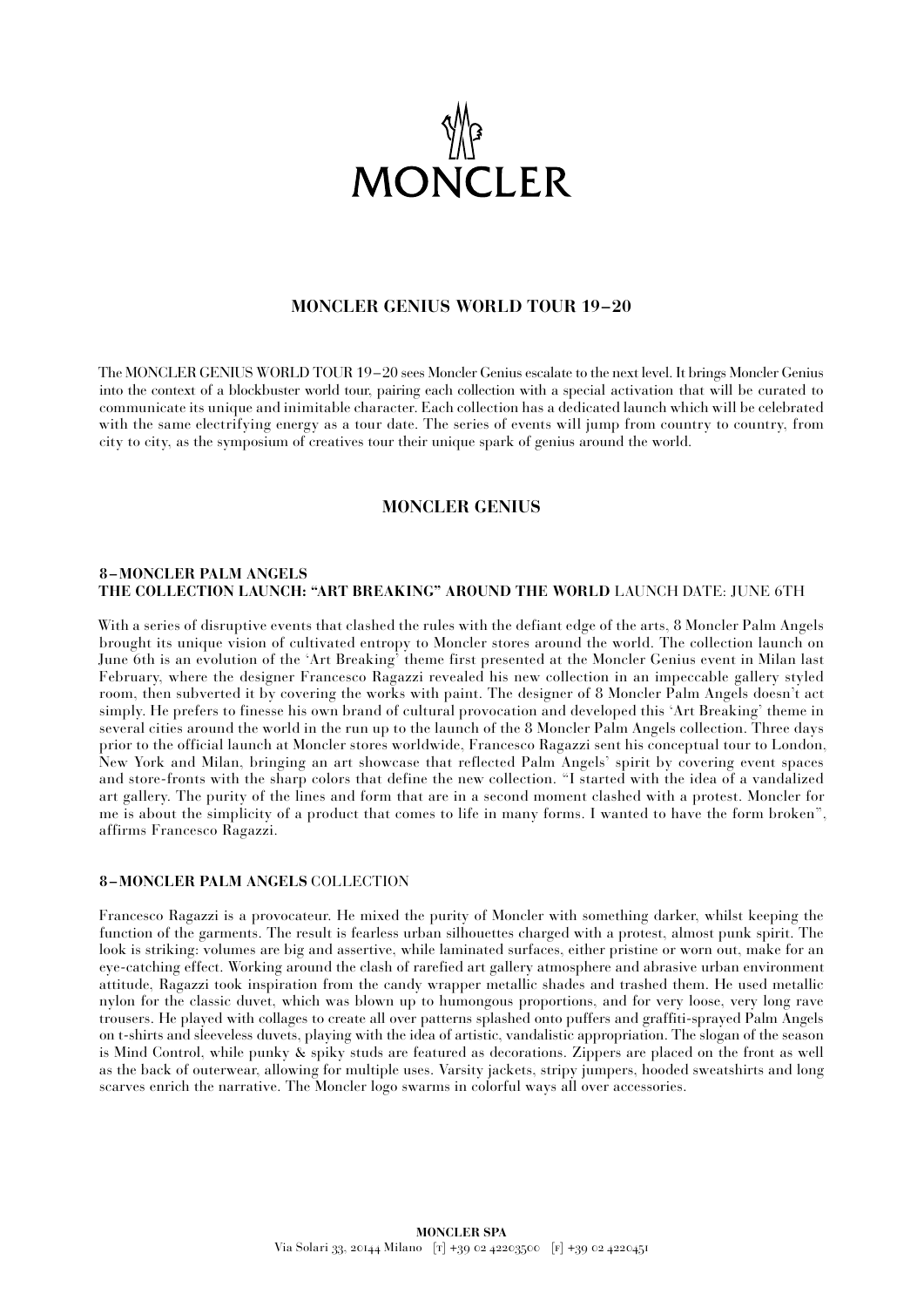# MONCLER

## MONCLER GENIUS WORLD TOUR 19–20

The MONCLER GENIUS WORLD TOUR 19–20 sees Moncler Genius escalate to the next level. It brings Moncler Genius into the context of a blockbuster world tour, pairing each collection with a special activation that will be curated to communicate its unique and inimitable character. Each collection has a dedicated launch which will be celebrated with the same electrifying energy as a tour date. The series of events will jump from country to country, from city to city, as the symposium of creatives tour their unique spark of genius around the world.

## MONCLER GENIUS

### 8–MONCLER PALM ANGELS
**THE COLLECTION LAUNCH: "ART BREAKING" AROUND THE WORLD** LAUNCH DATE: JUNE 6TH

With a series of disruptive events that clashed the rules with the defiant edge of the arts, 8 Moncler Palm Angels brought its unique vision of cultivated entropy to Moncler stores around the world. The collection launch on June 6th is an evolution of the 'Art Breaking' theme first presented at the Moncler Genius event in Milan last February, where the designer Francesco Ragazzi revealed his new collection in an impeccable gallery styled room, then subverted it by covering the works with paint. The designer of 8 Moncler Palm Angels doesn't act simply. He prefers to finesse his own brand of cultural provocation and developed this 'Art Breaking' theme in several cities around the world in the run up to the launch of the 8 Moncler Palm Angels collection. Three days prior to the official launch at Moncler stores worldwide, Francesco Ragazzi sent his conceptual tour to London, New York and Milan, bringing an art showcase that reflected Palm Angels' spirit by covering event spaces and store-fronts with the sharp colors that define the new collection. "I started with the idea of a vandalized art gallery. The purity of the lines and form that are in a second moment clashed with a protest. Moncler for me is about the simplicity of a product that comes to life in many forms. I wanted to have the form broken", affirms Francesco Ragazzi.

### 8–MONCLER PALM ANGELS COLLECTION

Francesco Ragazzi is a provocateur. He mixed the purity of Moncler with something darker, whilst keeping the function of the garments. The result is fearless urban silhouettes charged with a protest, almost punk spirit. The look is striking: volumes are big and assertive, while laminated surfaces, either pristine or worn out, make for an eye-catching effect. Working around the clash of rarefied art gallery atmosphere and abrasive urban environment attitude, Ragazzi took inspiration from the candy wrapper metallic shades and trashed them. He used metallic nylon for the classic duvet, which was blown up to humongous proportions, and for very loose, very long rave trousers. He played with collages to create all over patterns splashed onto puffers and graffiti-sprayed Palm Angels on t-shirts and sleeveless duvets, playing with the idea of artistic, vandalistic appropriation. The slogan of the season is Mind Control, while punky & spiky studs are featured as decorations. Zippers are placed on the front as well as the back of outerwear, allowing for multiple uses. Varsity jackets, stripy jumpers, hooded sweatshirts and long scarves enrich the narrative. The Moncler logo swarms in colorful ways all over accessories.

**MONCLER SPA**
Via Solari 33, 20144 Milano [T] +39 02 42203500 [F] +39 02 4220451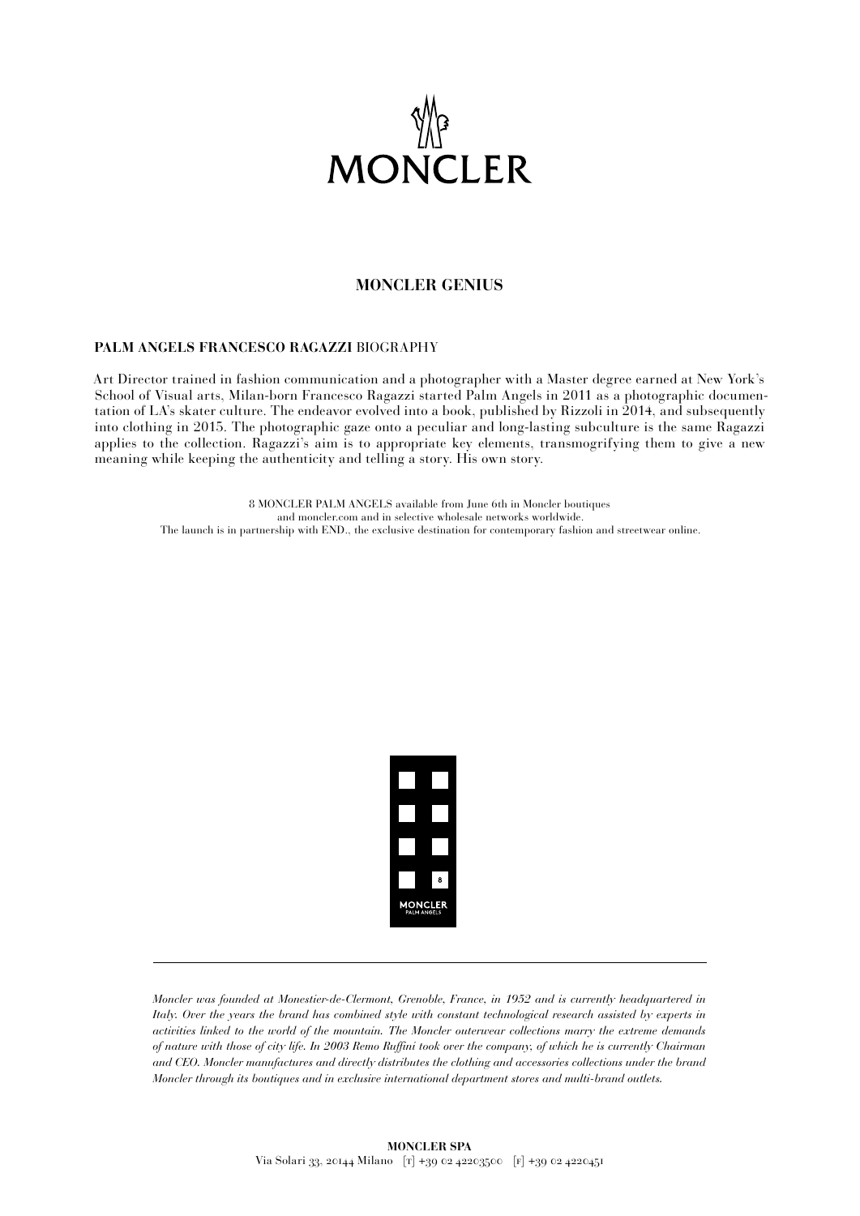MONCLER

## MONCLER GENIUS

### **PALM ANGELS FRANCESCO RAGAZZI** BIOGRAPHY

Art Director trained in fashion communication and a photographer with a Master degree earned at New York's School of Visual arts, Milan-born Francesco Ragazzi started Palm Angels in 2011 as a photographic documentation of LA's skater culture. The endeavor evolved into a book, published by Rizzoli in 2014, and subsequently into clothing in 2015. The photographic gaze onto a peculiar and long-lasting subculture is the same Ragazzi applies to the collection. Ragazzi's aim is to appropriate key elements, transmogrifying them to give a new meaning while keeping the authenticity and telling a story. His own story.

8 MONCLER PALM ANGELS available from June 6th in Moncler boutiques
and moncler.com and in selective wholesale networks worldwide.
The launch is in partnership with END., the exclusive destination for contemporary fashion and streetwear online.

8
MONCLER
PALM ANGELS

---

*Moncler was founded at Monestier-de-Clermont, Grenoble, France, in 1952 and is currently headquartered in Italy. Over the years the brand has combined style with constant technological research assisted by experts in activities linked to the world of the mountain. The Moncler outerwear collections marry the extreme demands of nature with those of city life. In 2003 Remo Ruffini took over the company, of which he is currently Chairman and CEO. Moncler manufactures and directly distributes the clothing and accessories collections under the brand Moncler through its boutiques and in exclusive international department stores and multi-brand outlets.*

**MONCLER SPA**
Via Solari 33, 20144 Milano [T] +39 02 42203500 [F] +39 02 4220451